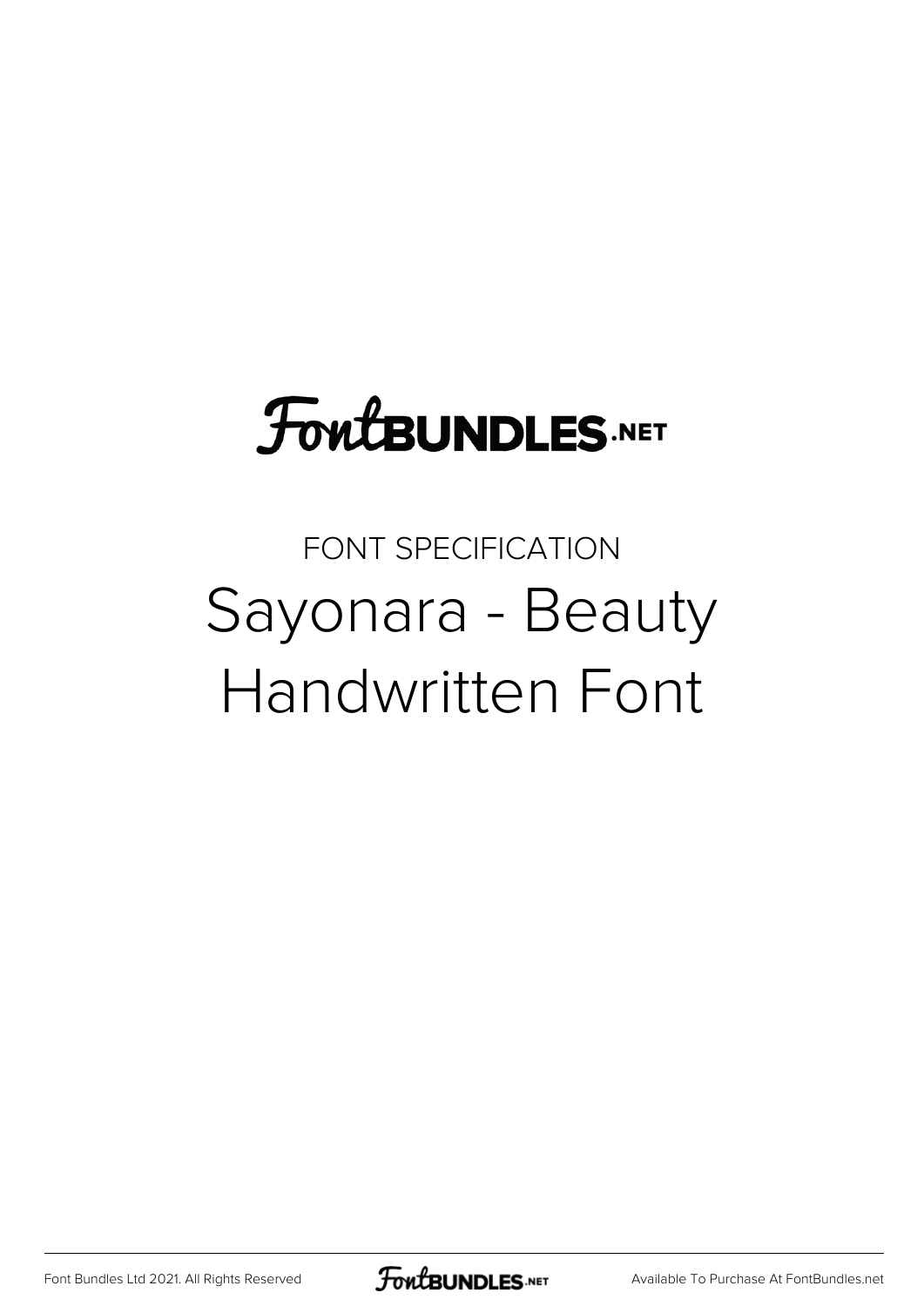FontBUNDLES.NET

FONT SPECIFICATION

# Sayonara - Beauty Handwritten Font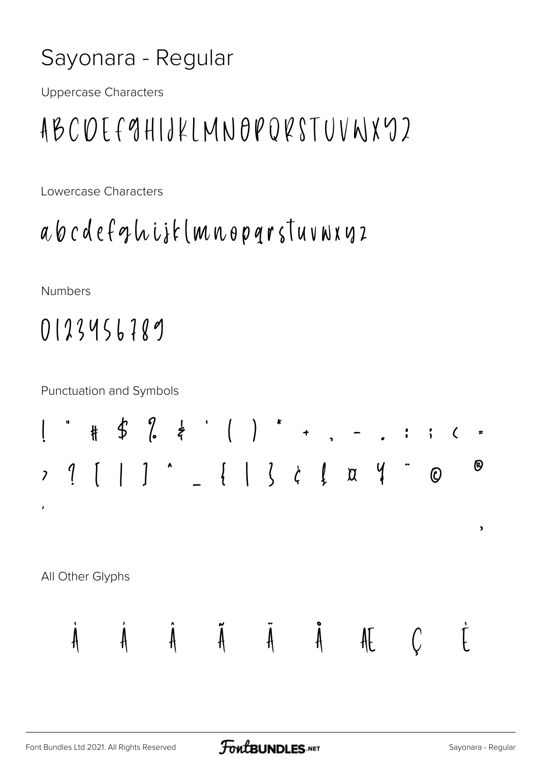# Sayonara - Regular

Uppercase Characters

ABCDEFGHIJKLMNOPQRSTUVWXYZ

Lowercase Characters

abcdefghijklmnopqrstuvwxyz

Numbers

0123456789

Punctuation and Symbols

! " # $ % & ' ( ) * + , - . : ; < =
> ? [ | ] ^ _ { | } ¢ £ ¤ ¥ ¨ © ®
´
¸

All Other Glyphs

À Á Â Ã Ä Å Æ Ç È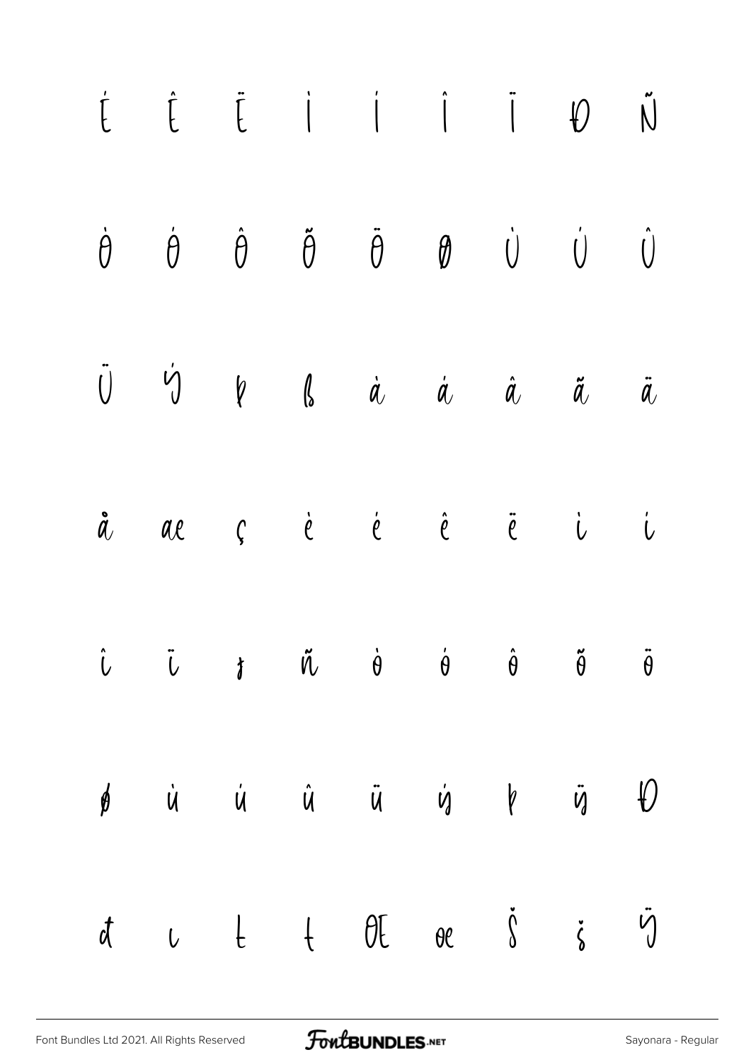É Ê Ë Ì Í Î Ï Ð Ñ

Ò Ó Ô Õ Ö Ø Ù Ú Û

Ü Ý Þ ß à á â ã ä

å æ ç è é ê ë ì í

î ï ð ñ ò ó ô õ ö

ø ù ú û ü ý þ ÿ Đ

đ ı Ł ł Œ œ Š š Ÿ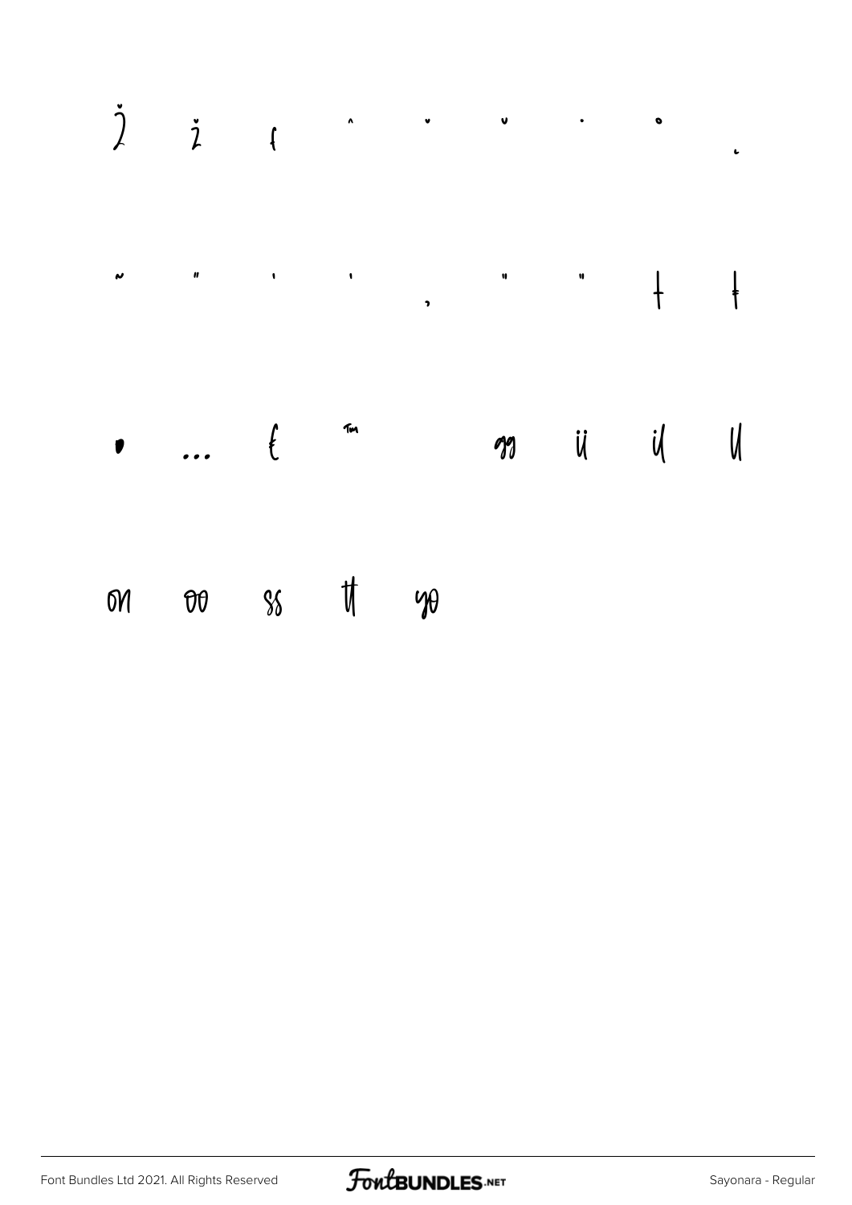ǰ ǐ ſ ˆ ˇ ˘ ˙ ˚ ˛

˜ ˝ ' ' ‚ " " † ‡

• … € ™ gg ii il ll

on oo ss tt yo